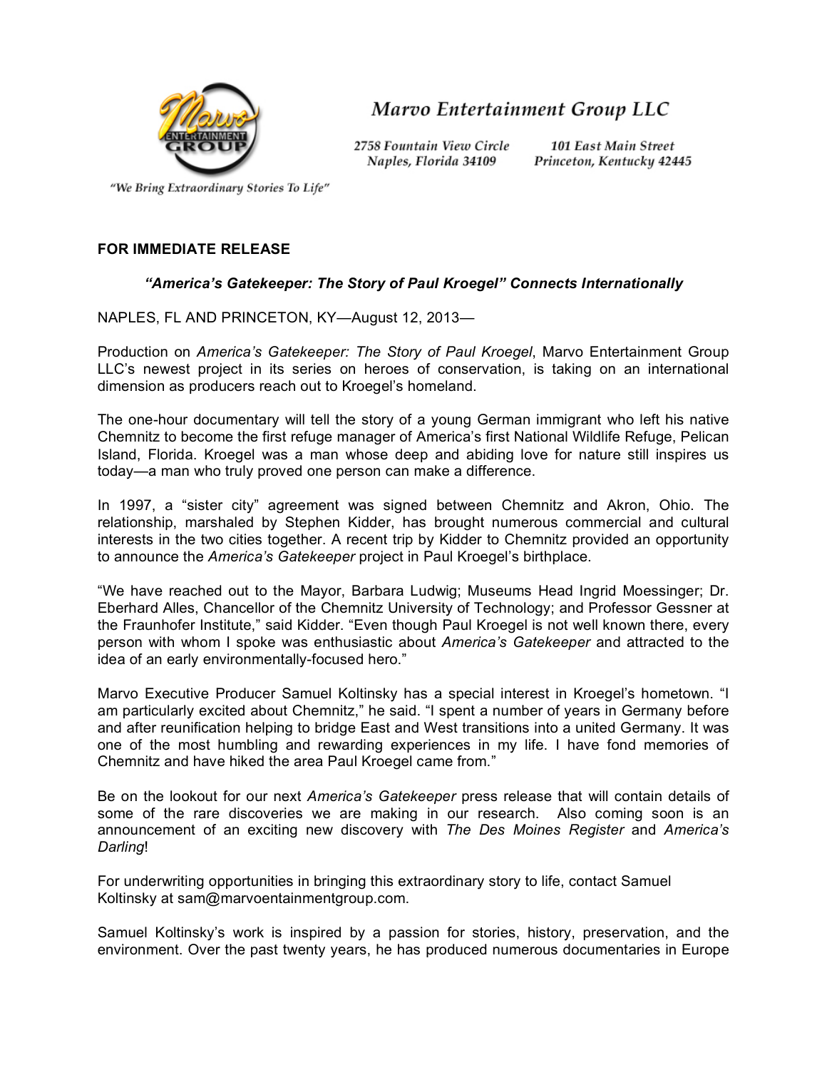Marvo Entertainment Group LLC

2758 Fountain View Circle
Naples, Florida 34109

101 East Main Street
Princeton, Kentucky 42445

"We Bring Extraordinary Stories To Life"

**FOR IMMEDIATE RELEASE**

***"America's Gatekeeper: The Story of Paul Kroegel" Connects Internationally***

NAPLES, FL AND PRINCETON, KY—August 12, 2013—

Production on *America's Gatekeeper: The Story of Paul Kroegel*, Marvo Entertainment Group LLC's newest project in its series on heroes of conservation, is taking on an international dimension as producers reach out to Kroegel's homeland.

The one-hour documentary will tell the story of a young German immigrant who left his native Chemnitz to become the first refuge manager of America's first National Wildlife Refuge, Pelican Island, Florida. Kroegel was a man whose deep and abiding love for nature still inspires us today—a man who truly proved one person can make a difference.

In 1997, a "sister city" agreement was signed between Chemnitz and Akron, Ohio. The relationship, marshaled by Stephen Kidder, has brought numerous commercial and cultural interests in the two cities together. A recent trip by Kidder to Chemnitz provided an opportunity to announce the *America's Gatekeeper* project in Paul Kroegel's birthplace.

"We have reached out to the Mayor, Barbara Ludwig; Museums Head Ingrid Moessinger; Dr. Eberhard Alles, Chancellor of the Chemnitz University of Technology; and Professor Gessner at the Fraunhofer Institute," said Kidder. "Even though Paul Kroegel is not well known there, every person with whom I spoke was enthusiastic about *America's Gatekeeper* and attracted to the idea of an early environmentally-focused hero."

Marvo Executive Producer Samuel Koltinsky has a special interest in Kroegel's hometown. "I am particularly excited about Chemnitz," he said. "I spent a number of years in Germany before and after reunification helping to bridge East and West transitions into a united Germany. It was one of the most humbling and rewarding experiences in my life. I have fond memories of Chemnitz and have hiked the area Paul Kroegel came from."

Be on the lookout for our next *America's Gatekeeper* press release that will contain details of some of the rare discoveries we are making in our research. Also coming soon is an announcement of an exciting new discovery with *The Des Moines Register* and *America's Darling*!

For underwriting opportunities in bringing this extraordinary story to life, contact Samuel Koltinsky at sam@marvoentainmentgroup.com.

Samuel Koltinsky's work is inspired by a passion for stories, history, preservation, and the environment. Over the past twenty years, he has produced numerous documentaries in Europe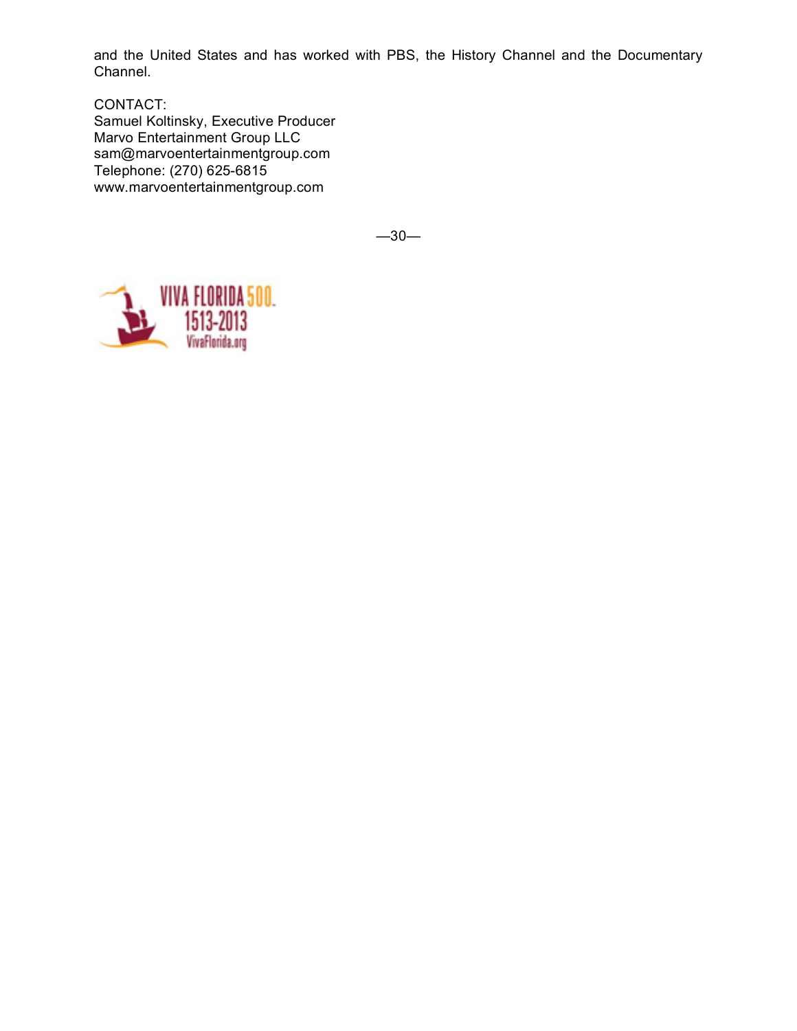and the United States and has worked with PBS, the History Channel and the Documentary Channel.

CONTACT:
Samuel Koltinsky, Executive Producer
Marvo Entertainment Group LLC
sam@marvoentertainmentgroup.com
Telephone: (270) 625-6815
www.marvoentertainmentgroup.com

—30—

VIVA FLORIDA 500
1513-2013
VivaFlorida.org